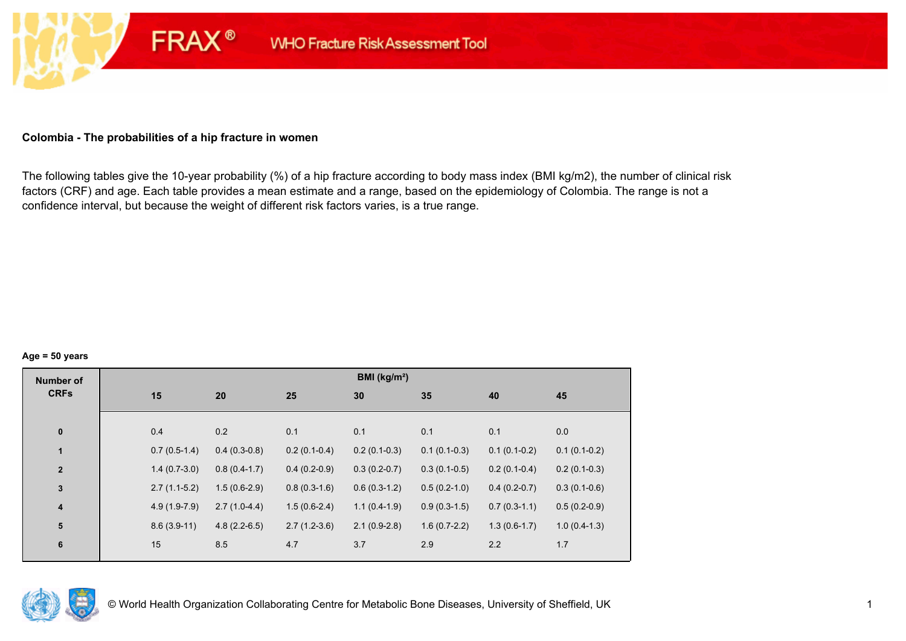FRAX® WHO Fracture Risk Assessment Tool

**Colombia - The probabilities of a hip fracture in women**

The following tables give the 10-year probability (%) of a hip fracture according to body mass index (BMI kg/m2), the number of clinical risk factors (CRF) and age. Each table provides a mean estimate and a range, based on the epidemiology of Colombia. The range is not a confidence interval, but because the weight of different risk factors varies, is a true range.

**Age = 50 years**

| Number of CRFs | BMI (kg/m²) | | | | | | |
|---|---|---|---|---|---|---|---|
| | 15 | 20 | 25 | 30 | 35 | 40 | 45 |
| 0 | 0.4 | 0.2 | 0.1 | 0.1 | 0.1 | 0.1 | 0.0 |
| 1 | 0.7 (0.5-1.4) | 0.4 (0.3-0.8) | 0.2 (0.1-0.4) | 0.2 (0.1-0.3) | 0.1 (0.1-0.3) | 0.1 (0.1-0.2) | 0.1 (0.1-0.2) |
| 2 | 1.4 (0.7-3.0) | 0.8 (0.4-1.7) | 0.4 (0.2-0.9) | 0.3 (0.2-0.7) | 0.3 (0.1-0.5) | 0.2 (0.1-0.4) | 0.2 (0.1-0.3) |
| 3 | 2.7 (1.1-5.2) | 1.5 (0.6-2.9) | 0.8 (0.3-1.6) | 0.6 (0.3-1.2) | 0.5 (0.2-1.0) | 0.4 (0.2-0.7) | 0.3 (0.1-0.6) |
| 4 | 4.9 (1.9-7.9) | 2.7 (1.0-4.4) | 1.5 (0.6-2.4) | 1.1 (0.4-1.9) | 0.9 (0.3-1.5) | 0.7 (0.3-1.1) | 0.5 (0.2-0.9) |
| 5 | 8.6 (3.9-11) | 4.8 (2.2-6.5) | 2.7 (1.2-3.6) | 2.1 (0.9-2.8) | 1.6 (0.7-2.2) | 1.3 (0.6-1.7) | 1.0 (0.4-1.3) |
| 6 | 15 | 8.5 | 4.7 | 3.7 | 2.9 | 2.2 | 1.7 |

© World Health Organization Collaborating Centre for Metabolic Bone Diseases, University of Sheffield, UK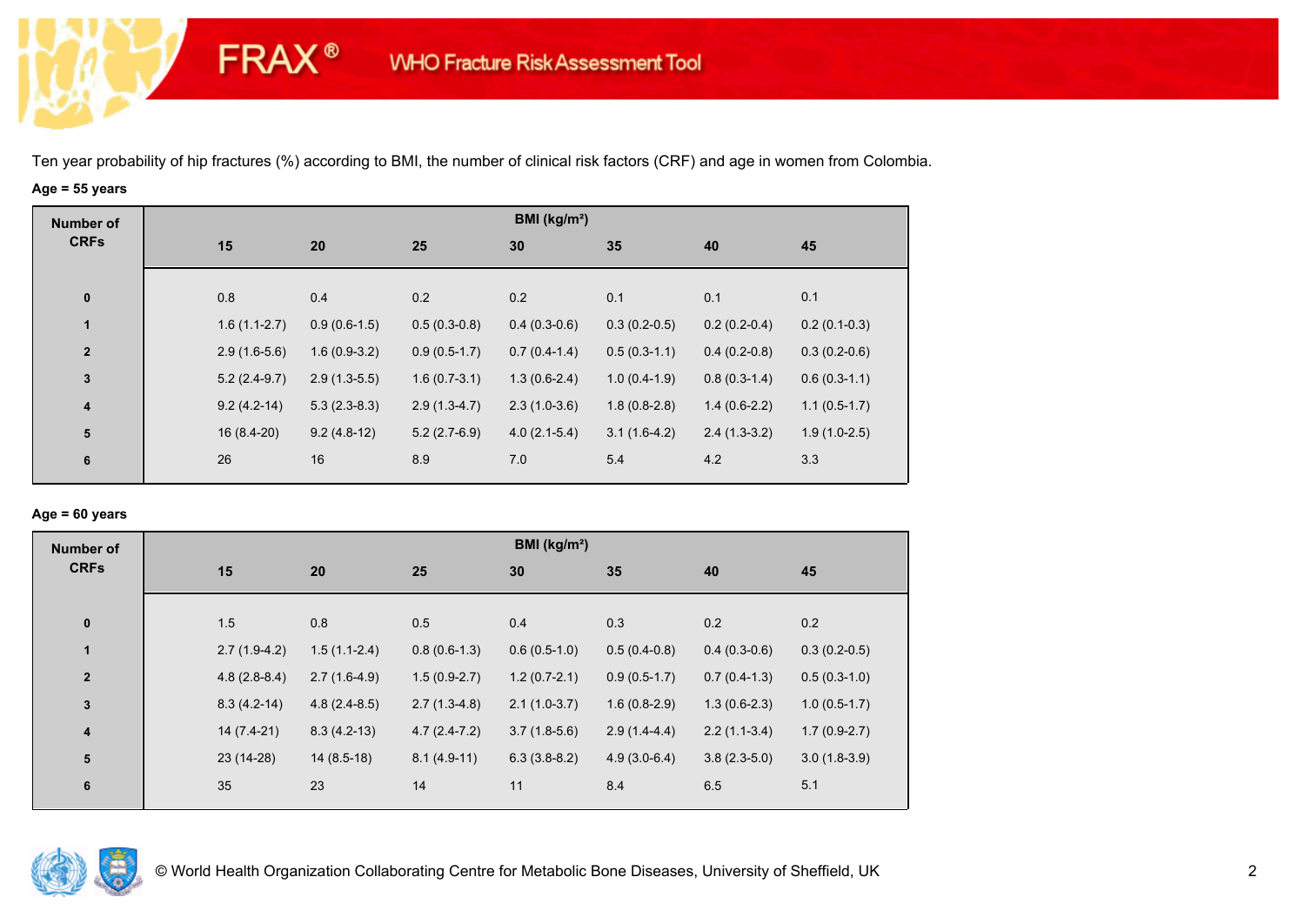Ten year probability of hip fractures (%) according to BMI, the number of clinical risk factors (CRF) and age in women from Colombia.

**Age = 55 years**

| Number of CRFs | BMI (kg/m²) | | | | | | |
|---|---|---|---|---|---|---|---|
| | 15 | 20 | 25 | 30 | 35 | 40 | 45 |
| 0 | 0.8 | 0.4 | 0.2 | 0.2 | 0.1 | 0.1 | 0.1 |
| 1 | 1.6 (1.1-2.7) | 0.9 (0.6-1.5) | 0.5 (0.3-0.8) | 0.4 (0.3-0.6) | 0.3 (0.2-0.5) | 0.2 (0.2-0.4) | 0.2 (0.1-0.3) |
| 2 | 2.9 (1.6-5.6) | 1.6 (0.9-3.2) | 0.9 (0.5-1.7) | 0.7 (0.4-1.4) | 0.5 (0.3-1.1) | 0.4 (0.2-0.8) | 0.3 (0.2-0.6) |
| 3 | 5.2 (2.4-9.7) | 2.9 (1.3-5.5) | 1.6 (0.7-3.1) | 1.3 (0.6-2.4) | 1.0 (0.4-1.9) | 0.8 (0.3-1.4) | 0.6 (0.3-1.1) |
| 4 | 9.2 (4.2-14) | 5.3 (2.3-8.3) | 2.9 (1.3-4.7) | 2.3 (1.0-3.6) | 1.8 (0.8-2.8) | 1.4 (0.6-2.2) | 1.1 (0.5-1.7) |
| 5 | 16 (8.4-20) | 9.2 (4.8-12) | 5.2 (2.7-6.9) | 4.0 (2.1-5.4) | 3.1 (1.6-4.2) | 2.4 (1.3-3.2) | 1.9 (1.0-2.5) |
| 6 | 26 | 16 | 8.9 | 7.0 | 5.4 | 4.2 | 3.3 |

**Age = 60 years**

| Number of CRFs | BMI (kg/m²) | | | | | | |
|---|---|---|---|---|---|---|---|
| | 15 | 20 | 25 | 30 | 35 | 40 | 45 |
| 0 | 1.5 | 0.8 | 0.5 | 0.4 | 0.3 | 0.2 | 0.2 |
| 1 | 2.7 (1.9-4.2) | 1.5 (1.1-2.4) | 0.8 (0.6-1.3) | 0.6 (0.5-1.0) | 0.5 (0.4-0.8) | 0.4 (0.3-0.6) | 0.3 (0.2-0.5) |
| 2 | 4.8 (2.8-8.4) | 2.7 (1.6-4.9) | 1.5 (0.9-2.7) | 1.2 (0.7-2.1) | 0.9 (0.5-1.7) | 0.7 (0.4-1.3) | 0.5 (0.3-1.0) |
| 3 | 8.3 (4.2-14) | 4.8 (2.4-8.5) | 2.7 (1.3-4.8) | 2.1 (1.0-3.7) | 1.6 (0.8-2.9) | 1.3 (0.6-2.3) | 1.0 (0.5-1.7) |
| 4 | 14 (7.4-21) | 8.3 (4.2-13) | 4.7 (2.4-7.2) | 3.7 (1.8-5.6) | 2.9 (1.4-4.4) | 2.2 (1.1-3.4) | 1.7 (0.9-2.7) |
| 5 | 23 (14-28) | 14 (8.5-18) | 8.1 (4.9-11) | 6.3 (3.8-8.2) | 4.9 (3.0-6.4) | 3.8 (2.3-5.0) | 3.0 (1.8-3.9) |
| 6 | 35 | 23 | 14 | 11 | 8.4 | 6.5 | 5.1 |

© World Health Organization Collaborating Centre for Metabolic Bone Diseases, University of Sheffield, UK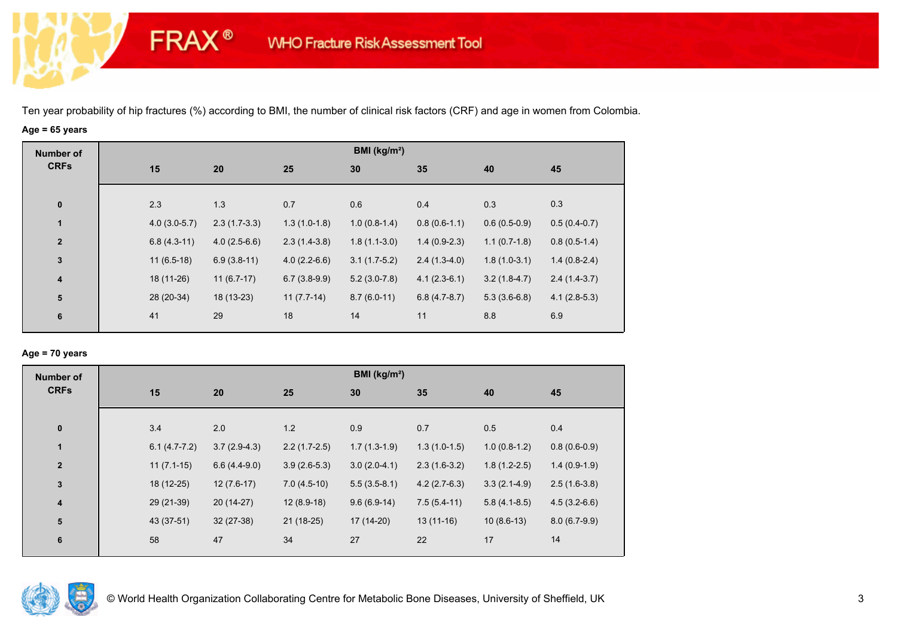FRAX® WHO Fracture Risk Assessment Tool

Ten year probability of hip fractures (%) according to BMI, the number of clinical risk factors (CRF) and age in women from Colombia.

**Age = 65 years**

| Number of CRFs | BMI (kg/m²) | | | | | | |
|---|---|---|---|---|---|---|---|
| | 15 | 20 | 25 | 30 | 35 | 40 | 45 |
| 0 | 2.3 | 1.3 | 0.7 | 0.6 | 0.4 | 0.3 | 0.3 |
| 1 | 4.0 (3.0-5.7) | 2.3 (1.7-3.3) | 1.3 (1.0-1.8) | 1.0 (0.8-1.4) | 0.8 (0.6-1.1) | 0.6 (0.5-0.9) | 0.5 (0.4-0.7) |
| 2 | 6.8 (4.3-11) | 4.0 (2.5-6.6) | 2.3 (1.4-3.8) | 1.8 (1.1-3.0) | 1.4 (0.9-2.3) | 1.1 (0.7-1.8) | 0.8 (0.5-1.4) |
| 3 | 11 (6.5-18) | 6.9 (3.8-11) | 4.0 (2.2-6.6) | 3.1 (1.7-5.2) | 2.4 (1.3-4.0) | 1.8 (1.0-3.1) | 1.4 (0.8-2.4) |
| 4 | 18 (11-26) | 11 (6.7-17) | 6.7 (3.8-9.9) | 5.2 (3.0-7.8) | 4.1 (2.3-6.1) | 3.2 (1.8-4.7) | 2.4 (1.4-3.7) |
| 5 | 28 (20-34) | 18 (13-23) | 11 (7.7-14) | 8.7 (6.0-11) | 6.8 (4.7-8.7) | 5.3 (3.6-6.8) | 4.1 (2.8-5.3) |
| 6 | 41 | 29 | 18 | 14 | 11 | 8.8 | 6.9 |

**Age = 70 years**

| Number of CRFs | BMI (kg/m²) | | | | | | |
|---|---|---|---|---|---|---|---|
| | 15 | 20 | 25 | 30 | 35 | 40 | 45 |
| 0 | 3.4 | 2.0 | 1.2 | 0.9 | 0.7 | 0.5 | 0.4 |
| 1 | 6.1 (4.7-7.2) | 3.7 (2.9-4.3) | 2.2 (1.7-2.5) | 1.7 (1.3-1.9) | 1.3 (1.0-1.5) | 1.0 (0.8-1.2) | 0.8 (0.6-0.9) |
| 2 | 11 (7.1-15) | 6.6 (4.4-9.0) | 3.9 (2.6-5.3) | 3.0 (2.0-4.1) | 2.3 (1.6-3.2) | 1.8 (1.2-2.5) | 1.4 (0.9-1.9) |
| 3 | 18 (12-25) | 12 (7.6-17) | 7.0 (4.5-10) | 5.5 (3.5-8.1) | 4.2 (2.7-6.3) | 3.3 (2.1-4.9) | 2.5 (1.6-3.8) |
| 4 | 29 (21-39) | 20 (14-27) | 12 (8.9-18) | 9.6 (6.9-14) | 7.5 (5.4-11) | 5.8 (4.1-8.5) | 4.5 (3.2-6.6) |
| 5 | 43 (37-51) | 32 (27-38) | 21 (18-25) | 17 (14-20) | 13 (11-16) | 10 (8.6-13) | 8.0 (6.7-9.9) |
| 6 | 58 | 47 | 34 | 27 | 22 | 17 | 14 |

© World Health Organization Collaborating Centre for Metabolic Bone Diseases, University of Sheffield, UK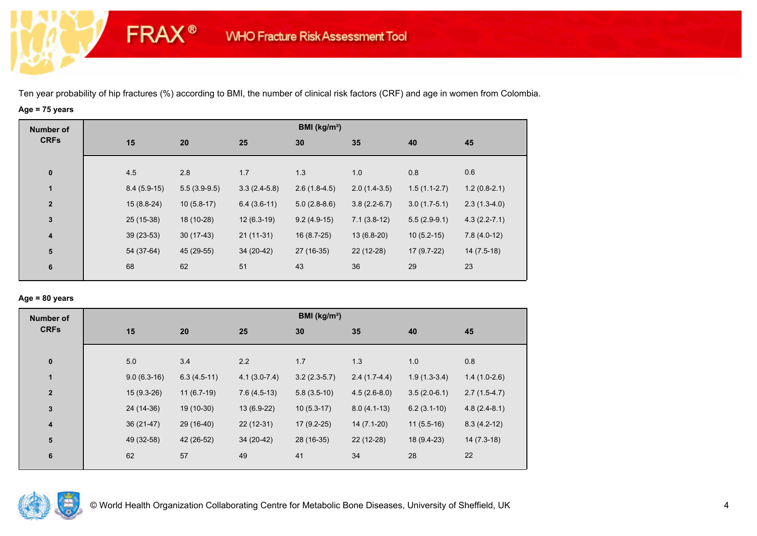Ten year probability of hip fractures (%) according to BMI, the number of clinical risk factors (CRF) and age in women from Colombia.

**Age = 75 years**

| Number of CRFs | BMI (kg/m²) | | | | | | |
|---|---|---|---|---|---|---|---|
| | 15 | 20 | 25 | 30 | 35 | 40 | 45 |
| 0 | 4.5 | 2.8 | 1.7 | 1.3 | 1.0 | 0.8 | 0.6 |
| 1 | 8.4 (5.9-15) | 5.5 (3.9-9.5) | 3.3 (2.4-5.8) | 2.6 (1.8-4.5) | 2.0 (1.4-3.5) | 1.5 (1.1-2.7) | 1.2 (0.8-2.1) |
| 2 | 15 (8.8-24) | 10 (5.8-17) | 6.4 (3.6-11) | 5.0 (2.8-8.6) | 3.8 (2.2-6.7) | 3.0 (1.7-5.1) | 2.3 (1.3-4.0) |
| 3 | 25 (15-38) | 18 (10-28) | 12 (6.3-19) | 9.2 (4.9-15) | 7.1 (3.8-12) | 5.5 (2.9-9.1) | 4.3 (2.2-7.1) |
| 4 | 39 (23-53) | 30 (17-43) | 21 (11-31) | 16 (8.7-25) | 13 (6.8-20) | 10 (5.2-15) | 7.8 (4.0-12) |
| 5 | 54 (37-64) | 45 (29-55) | 34 (20-42) | 27 (16-35) | 22 (12-28) | 17 (9.7-22) | 14 (7.5-18) |
| 6 | 68 | 62 | 51 | 43 | 36 | 29 | 23 |

**Age = 80 years**

| Number of CRFs | BMI (kg/m²) | | | | | | |
|---|---|---|---|---|---|---|---|
| | 15 | 20 | 25 | 30 | 35 | 40 | 45 |
| 0 | 5.0 | 3.4 | 2.2 | 1.7 | 1.3 | 1.0 | 0.8 |
| 1 | 9.0 (6.3-16) | 6.3 (4.5-11) | 4.1 (3.0-7.4) | 3.2 (2.3-5.7) | 2.4 (1.7-4.4) | 1.9 (1.3-3.4) | 1.4 (1.0-2.6) |
| 2 | 15 (9.3-26) | 11 (6.7-19) | 7.6 (4.5-13) | 5.8 (3.5-10) | 4.5 (2.6-8.0) | 3.5 (2.0-6.1) | 2.7 (1.5-4.7) |
| 3 | 24 (14-36) | 19 (10-30) | 13 (6.9-22) | 10 (5.3-17) | 8.0 (4.1-13) | 6.2 (3.1-10) | 4.8 (2.4-8.1) |
| 4 | 36 (21-47) | 29 (16-40) | 22 (12-31) | 17 (9.2-25) | 14 (7.1-20) | 11 (5.5-16) | 8.3 (4.2-12) |
| 5 | 49 (32-58) | 42 (26-52) | 34 (20-42) | 28 (16-35) | 22 (12-28) | 18 (9.4-23) | 14 (7.3-18) |
| 6 | 62 | 57 | 49 | 41 | 34 | 28 | 22 |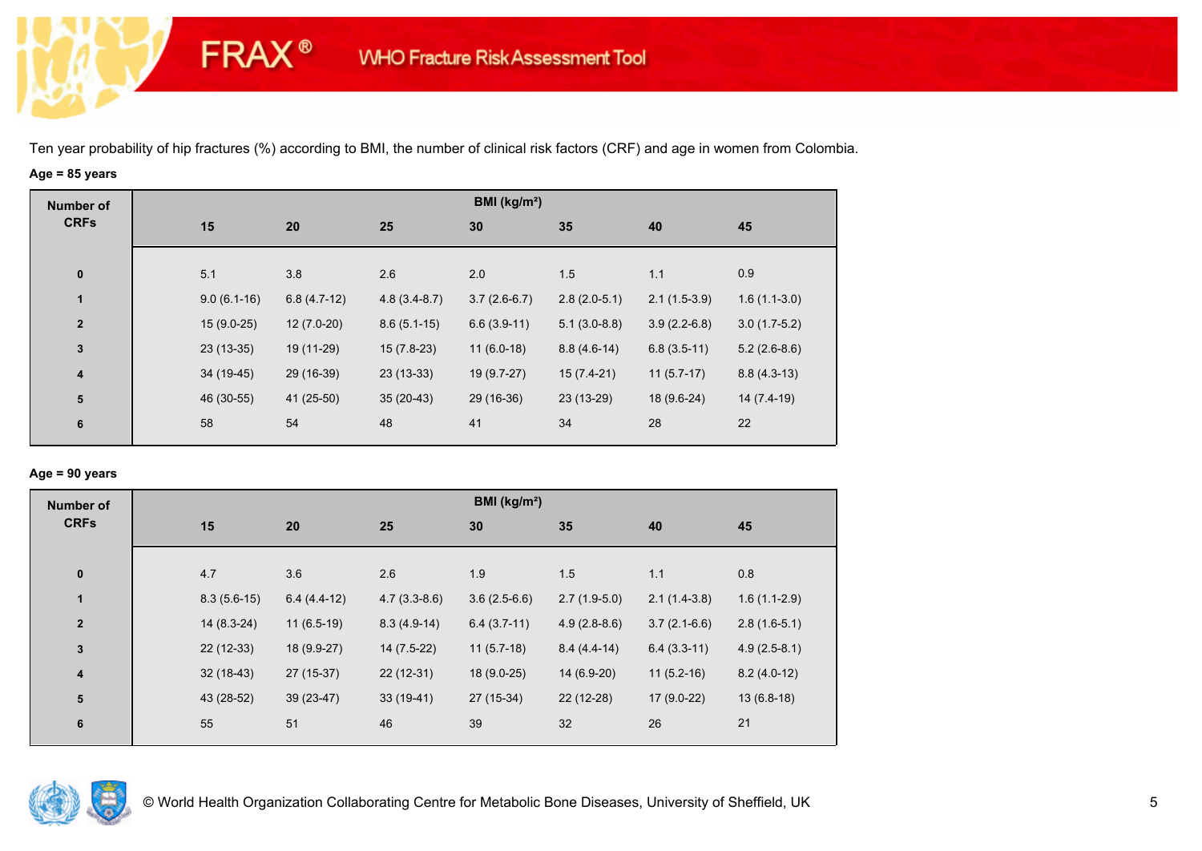Ten year probability of hip fractures (%) according to BMI, the number of clinical risk factors (CRF) and age in women from Colombia.

**Age = 85 years**

| Number of CRFs | BMI (kg/m²) | | | | | | |
|---|---|---|---|---|---|---|---|
| | 15 | 20 | 25 | 30 | 35 | 40 | 45 |
| 0 | 5.1 | 3.8 | 2.6 | 2.0 | 1.5 | 1.1 | 0.9 |
| 1 | 9.0 (6.1-16) | 6.8 (4.7-12) | 4.8 (3.4-8.7) | 3.7 (2.6-6.7) | 2.8 (2.0-5.1) | 2.1 (1.5-3.9) | 1.6 (1.1-3.0) |
| 2 | 15 (9.0-25) | 12 (7.0-20) | 8.6 (5.1-15) | 6.6 (3.9-11) | 5.1 (3.0-8.8) | 3.9 (2.2-6.8) | 3.0 (1.7-5.2) |
| 3 | 23 (13-35) | 19 (11-29) | 15 (7.8-23) | 11 (6.0-18) | 8.8 (4.6-14) | 6.8 (3.5-11) | 5.2 (2.6-8.6) |
| 4 | 34 (19-45) | 29 (16-39) | 23 (13-33) | 19 (9.7-27) | 15 (7.4-21) | 11 (5.7-17) | 8.8 (4.3-13) |
| 5 | 46 (30-55) | 41 (25-50) | 35 (20-43) | 29 (16-36) | 23 (13-29) | 18 (9.6-24) | 14 (7.4-19) |
| 6 | 58 | 54 | 48 | 41 | 34 | 28 | 22 |

**Age = 90 years**

| Number of CRFs | BMI (kg/m²) | | | | | | |
|---|---|---|---|---|---|---|---|
| | 15 | 20 | 25 | 30 | 35 | 40 | 45 |
| 0 | 4.7 | 3.6 | 2.6 | 1.9 | 1.5 | 1.1 | 0.8 |
| 1 | 8.3 (5.6-15) | 6.4 (4.4-12) | 4.7 (3.3-8.6) | 3.6 (2.5-6.6) | 2.7 (1.9-5.0) | 2.1 (1.4-3.8) | 1.6 (1.1-2.9) |
| 2 | 14 (8.3-24) | 11 (6.5-19) | 8.3 (4.9-14) | 6.4 (3.7-11) | 4.9 (2.8-8.6) | 3.7 (2.1-6.6) | 2.8 (1.6-5.1) |
| 3 | 22 (12-33) | 18 (9.9-27) | 14 (7.5-22) | 11 (5.7-18) | 8.4 (4.4-14) | 6.4 (3.3-11) | 4.9 (2.5-8.1) |
| 4 | 32 (18-43) | 27 (15-37) | 22 (12-31) | 18 (9.0-25) | 14 (6.9-20) | 11 (5.2-16) | 8.2 (4.0-12) |
| 5 | 43 (28-52) | 39 (23-47) | 33 (19-41) | 27 (15-34) | 22 (12-28) | 17 (9.0-22) | 13 (6.8-18) |
| 6 | 55 | 51 | 46 | 39 | 32 | 26 | 21 |

© World Health Organization Collaborating Centre for Metabolic Bone Diseases, University of Sheffield, UK